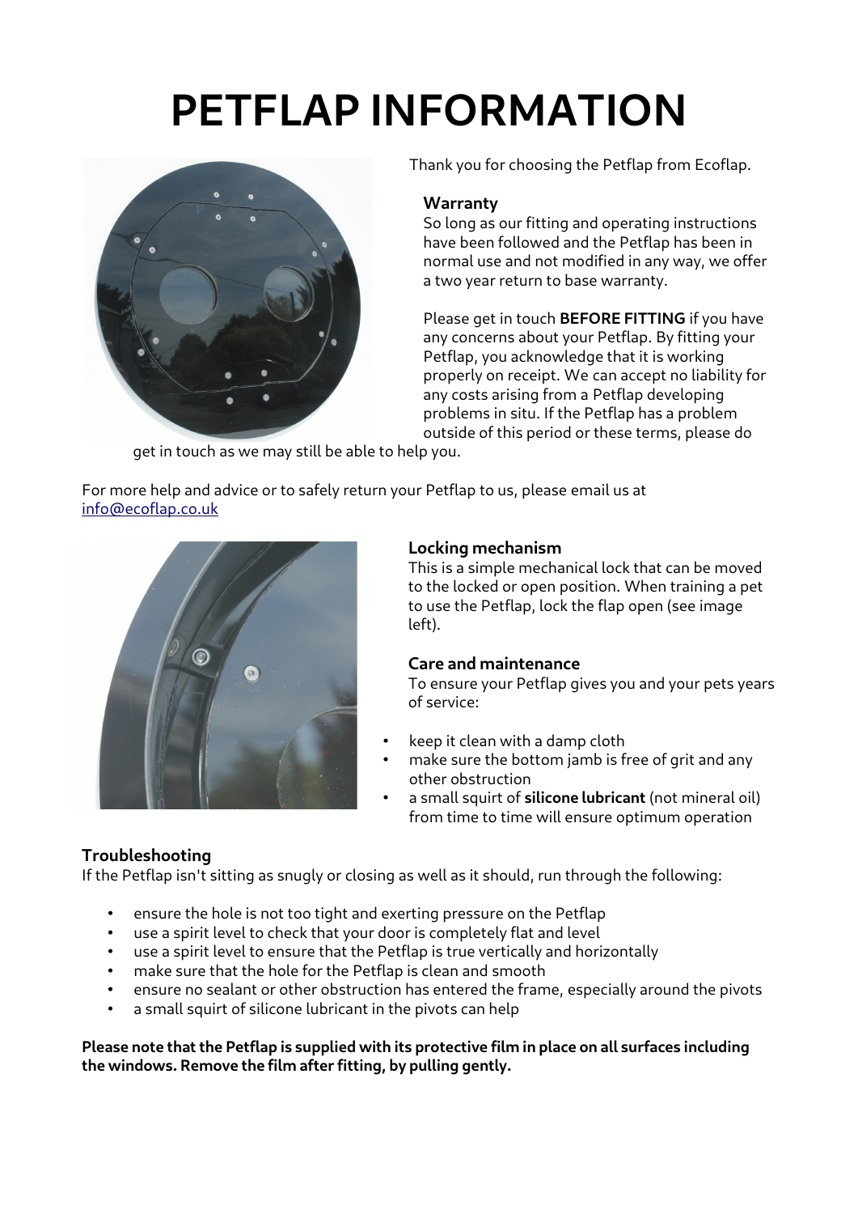# PETFLAP INFORMATION

Thank you for choosing the Petflap from Ecoflap.

### Warranty

So long as our fitting and operating instructions have been followed and the Petflap has been in normal use and not modified in any way, we offer a two year return to base warranty.

Please get in touch **BEFORE FITTING** if you have any concerns about your Petflap. By fitting your Petflap, you acknowledge that it is working properly on receipt. We can accept no liability for any costs arising from a Petflap developing problems in situ. If the Petflap has a problem outside of this period or these terms, please do get in touch as we may still be able to help you.

For more help and advice or to safely return your Petflap to us, please email us at info@ecoflap.co.uk

### Locking mechanism

This is a simple mechanical lock that can be moved to the locked or open position. When training a pet to use the Petflap, lock the flap open (see image left).

### Care and maintenance

To ensure your Petflap gives you and your pets years of service:

- keep it clean with a damp cloth
- make sure the bottom jamb is free of grit and any other obstruction
- a small squirt of **silicone lubricant** (not mineral oil) from time to time will ensure optimum operation

### Troubleshooting

If the Petflap isn't sitting as snugly or closing as well as it should, run through the following:

- ensure the hole is not too tight and exerting pressure on the Petflap
- use a spirit level to check that your door is completely flat and level
- use a spirit level to ensure that the Petflap is true vertically and horizontally
- make sure that the hole for the Petflap is clean and smooth
- ensure no sealant or other obstruction has entered the frame, especially around the pivots
- a small squirt of silicone lubricant in the pivots can help

**Please note that the Petflap is supplied with its protective film in place on all surfaces including the windows. Remove the film after fitting, by pulling gently.**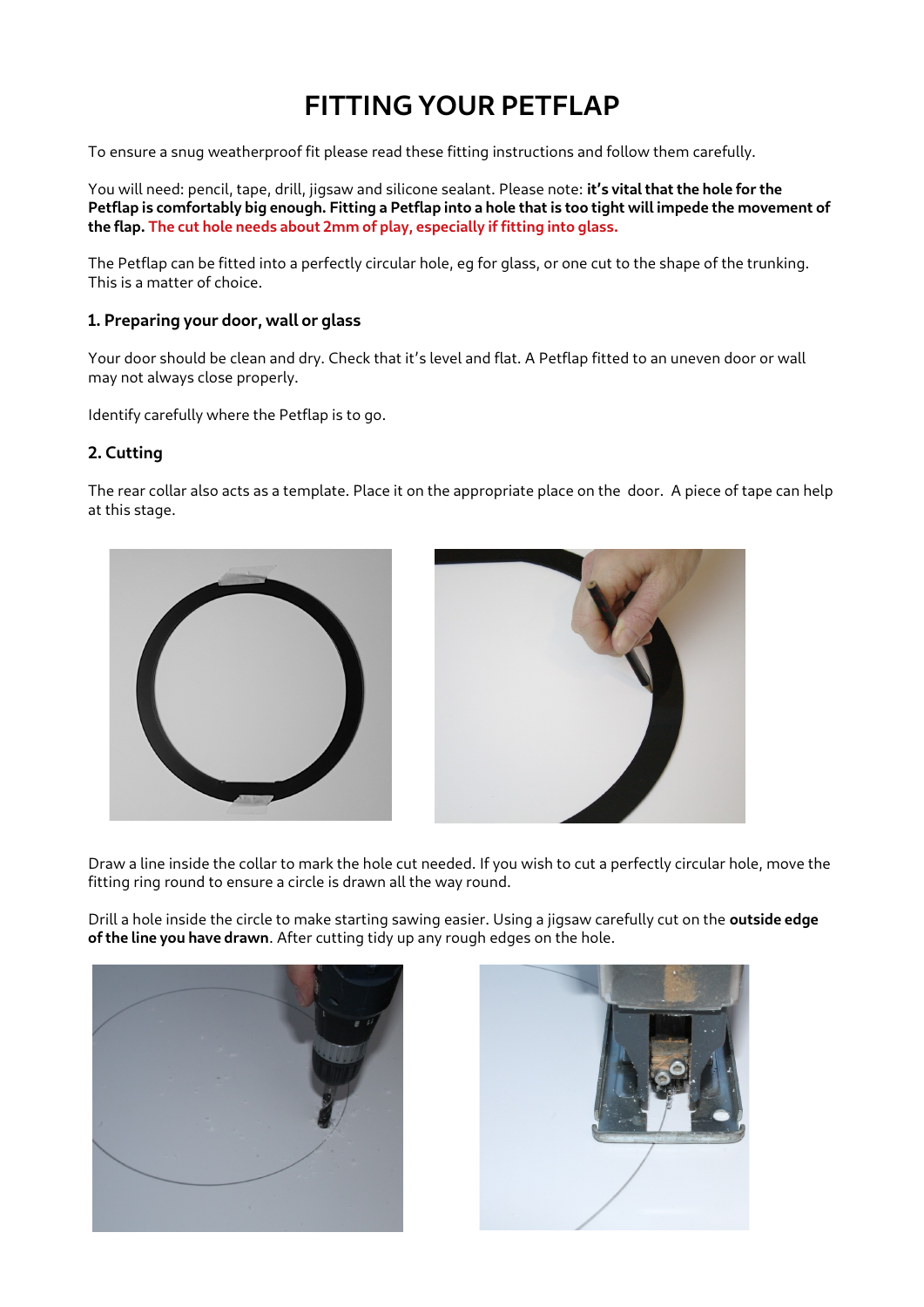# FITTING YOUR PETFLAP

To ensure a snug weatherproof fit please read these fitting instructions and follow them carefully.

You will need: pencil, tape, drill, jigsaw and silicone sealant. Please note: **it's vital that the hole for the Petflap is comfortably big enough. Fitting a Petflap into a hole that is too tight will impede the movement of the flap. The cut hole needs about 2mm of play, especially if fitting into glass.**

The Petflap can be fitted into a perfectly circular hole, eg for glass, or one cut to the shape of the trunking. This is a matter of choice.

### 1. Preparing your door, wall or glass

Your door should be clean and dry. Check that it's level and flat. A Petflap fitted to an uneven door or wall may not always close properly.

Identify carefully where the Petflap is to go.

### 2. Cutting

The rear collar also acts as a template. Place it on the appropriate place on the door. A piece of tape can help at this stage.

Draw a line inside the collar to mark the hole cut needed. If you wish to cut a perfectly circular hole, move the fitting ring round to ensure a circle is drawn all the way round.

Drill a hole inside the circle to make starting sawing easier. Using a jigsaw carefully cut on the **outside edge of the line you have drawn**. After cutting tidy up any rough edges on the hole.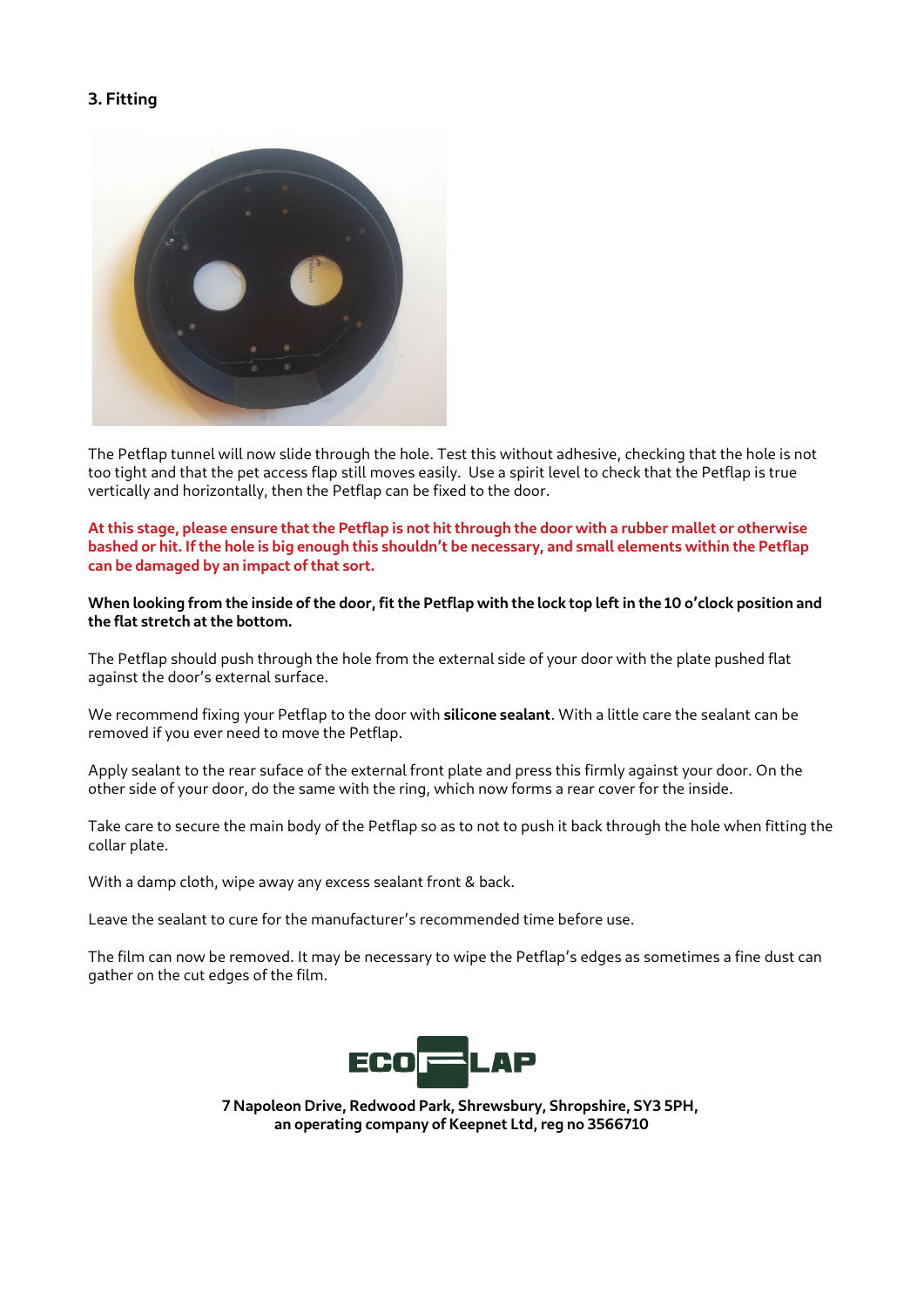### 3. Fitting

The Petflap tunnel will now slide through the hole. Test this without adhesive, checking that the hole is not too tight and that the pet access flap still moves easily. Use a spirit level to check that the Petflap is true vertically and horizontally, then the Petflap can be fixed to the door.

**At this stage, please ensure that the Petflap is not hit through the door with a rubber mallet or otherwise bashed or hit. If the hole is big enough this shouldn't be necessary, and small elements within the Petflap can be damaged by an impact of that sort.**

**When looking from the inside of the door, fit the Petflap with the lock top left in the 10 o'clock position and the flat stretch at the bottom.**

The Petflap should push through the hole from the external side of your door with the plate pushed flat against the door's external surface.

We recommend fixing your Petflap to the door with **silicone sealant**. With a little care the sealant can be removed if you ever need to move the Petflap.

Apply sealant to the rear suface of the external front plate and press this firmly against your door. On the other side of your door, do the same with the ring, which now forms a rear cover for the inside.

Take care to secure the main body of the Petflap so as to not to push it back through the hole when fitting the collar plate.

With a damp cloth, wipe away any excess sealant front & back.

Leave the sealant to cure for the manufacturer's recommended time before use.

The film can now be removed. It may be necessary to wipe the Petflap's edges as sometimes a fine dust can gather on the cut edges of the film.

ECOFLAP

**7 Napoleon Drive, Redwood Park, Shrewsbury, Shropshire, SY3 5PH, an operating company of Keepnet Ltd, reg no 3566710**